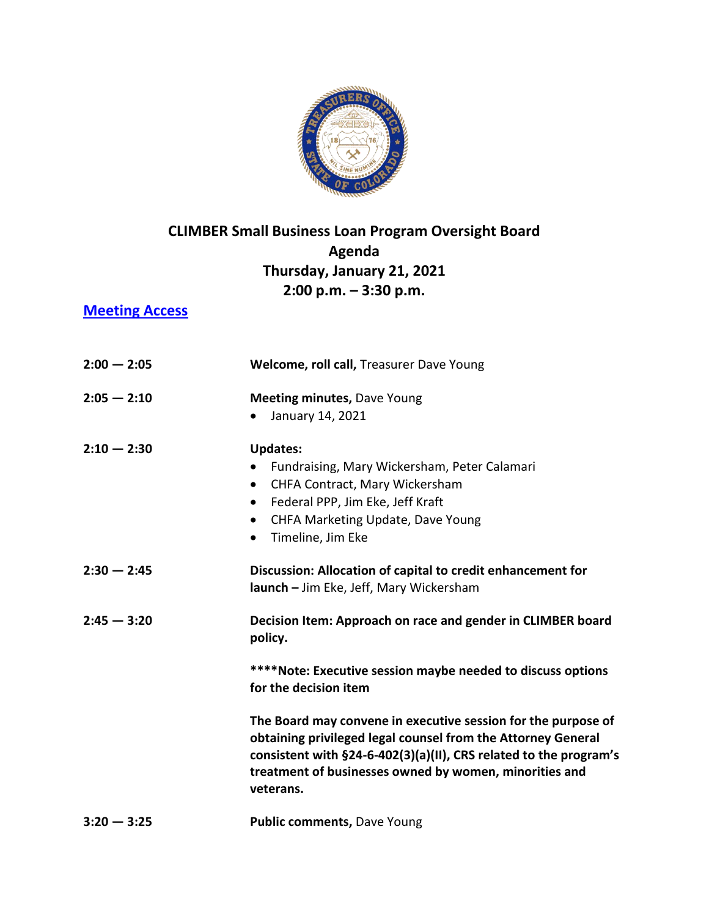# CLIMBER Small Business Loan Program Oversight Board

## Agenda

## Thursday, January 21, 2021

## 2:00 p.m. – 3:30 p.m.

[Meeting Access]

| | |
|---|---|
| 2:00 — 2:05 | **Welcome, roll call,** Treasurer Dave Young |
| 2:05 — 2:10 | **Meeting minutes,** Dave Young<br>• January 14, 2021 |
| 2:10 — 2:30 | **Updates:**<br>• Fundraising, Mary Wickersham, Peter Calamari<br>• CHFA Contract, Mary Wickersham<br>• Federal PPP, Jim Eke, Jeff Kraft<br>• CHFA Marketing Update, Dave Young<br>• Timeline, Jim Eke |
| 2:30 — 2:45 | **Discussion: Allocation of capital to credit enhancement for launch –** Jim Eke, Jeff, Mary Wickersham |
| 2:45 — 3:20 | **Decision Item: Approach on race and gender in CLIMBER board policy.**<br><br>**\*\*\*\*Note: Executive session maybe needed to discuss options for the decision item**<br><br>**The Board may convene in executive session for the purpose of obtaining privileged legal counsel from the Attorney General consistent with §24-6-402(3)(a)(II), CRS related to the program's treatment of businesses owned by women, minorities and veterans.** |
| 3:20 — 3:25 | **Public comments,** Dave Young |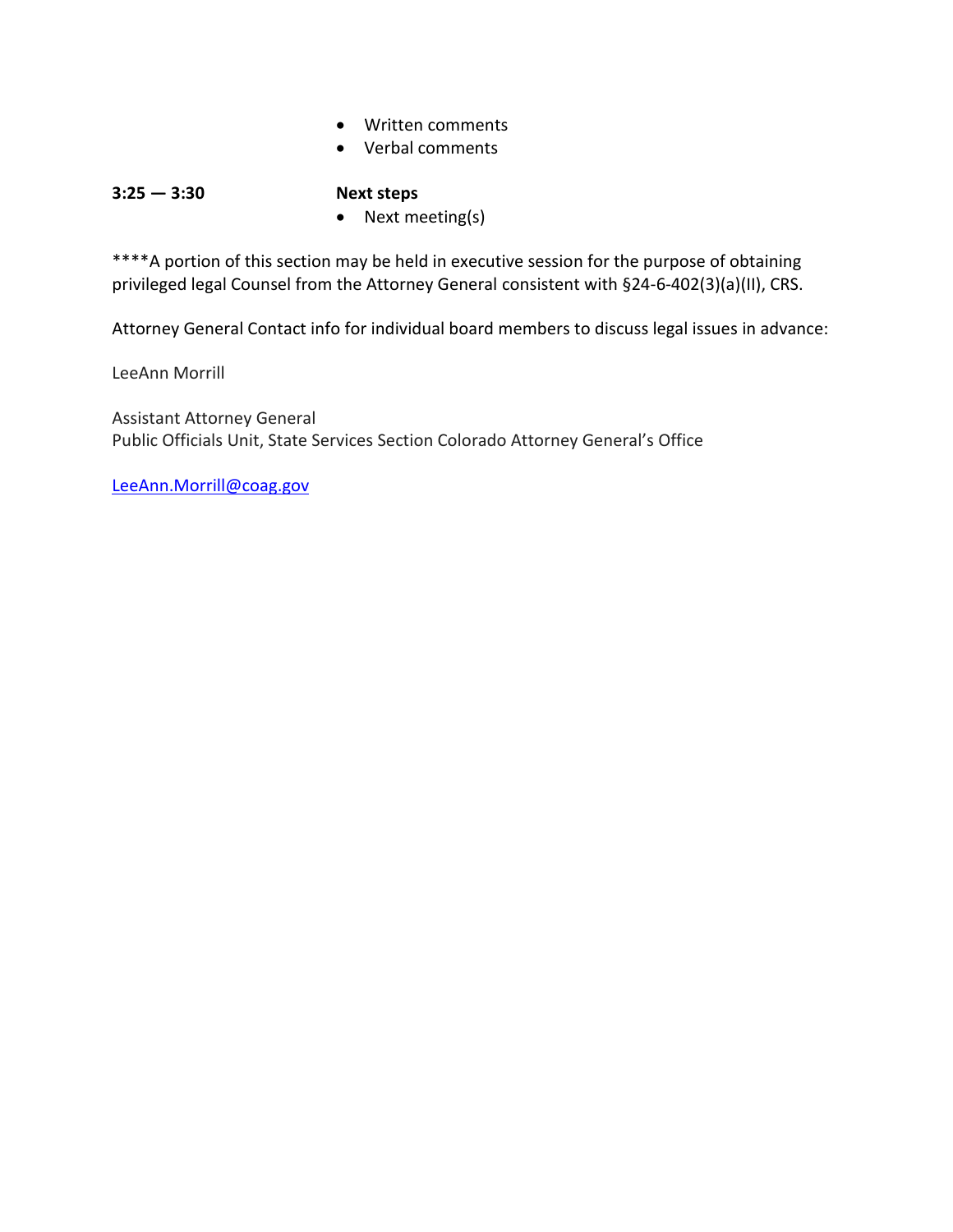- Written comments
- Verbal comments

**3:25 — 3:30** **Next steps**

- Next meeting(s)

****A portion of this section may be held in executive session for the purpose of obtaining privileged legal Counsel from the Attorney General consistent with §24-6-402(3)(a)(II), CRS.

Attorney General Contact info for individual board members to discuss legal issues in advance:

LeeAnn Morrill

Assistant Attorney General
Public Officials Unit, State Services Section Colorado Attorney General's Office

[LeeAnn.Morrill@coag.gov](mailto:LeeAnn.Morrill@coag.gov)